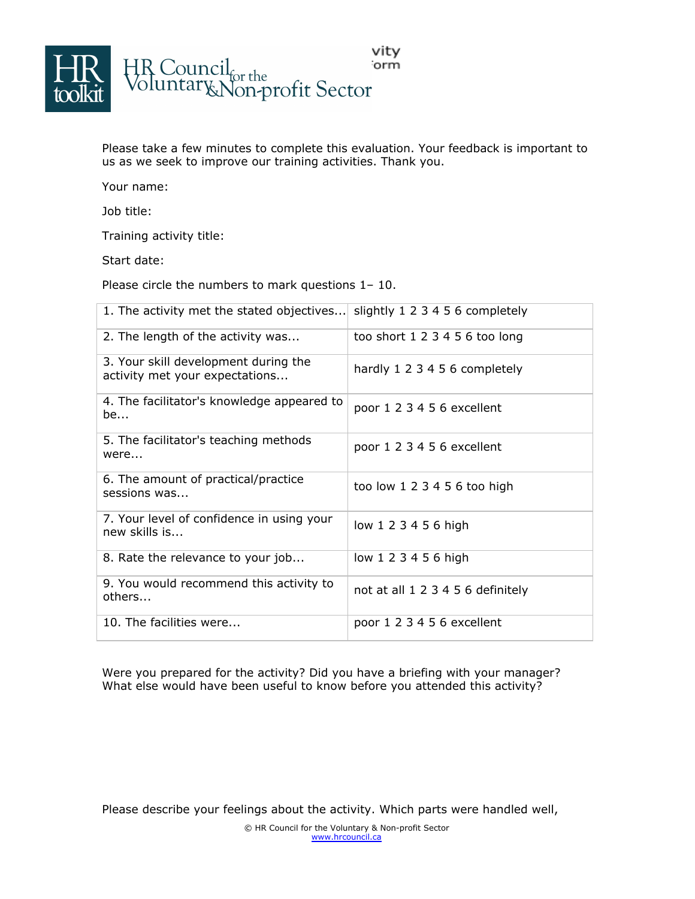HR toolkit

HR Council for the Voluntary & Non-profit Sector

vity
orm

Please take a few minutes to complete this evaluation. Your feedback is important to us as we seek to improve our training activities. Thank you.

Your name:

Job title:

Training activity title:

Start date:

Please circle the numbers to mark questions 1– 10.

| | |
|---|---|
| 1. The activity met the stated objectives... | slightly 1 2 3 4 5 6 completely |
| 2. The length of the activity was... | too short 1 2 3 4 5 6 too long |
| 3. Your skill development during the activity met your expectations... | hardly 1 2 3 4 5 6 completely |
| 4. The facilitator's knowledge appeared to be... | poor 1 2 3 4 5 6 excellent |
| 5. The facilitator's teaching methods were... | poor 1 2 3 4 5 6 excellent |
| 6. The amount of practical/practice sessions was... | too low 1 2 3 4 5 6 too high |
| 7. Your level of confidence in using your new skills is... | low 1 2 3 4 5 6 high |
| 8. Rate the relevance to your job... | low 1 2 3 4 5 6 high |
| 9. You would recommend this activity to others... | not at all 1 2 3 4 5 6 definitely |
| 10. The facilities were... | poor 1 2 3 4 5 6 excellent |

Were you prepared for the activity? Did you have a briefing with your manager? What else would have been useful to know before you attended this activity?

Please describe your feelings about the activity. Which parts were handled well,

© HR Council for the Voluntary & Non-profit Sector
www.hrcouncil.ca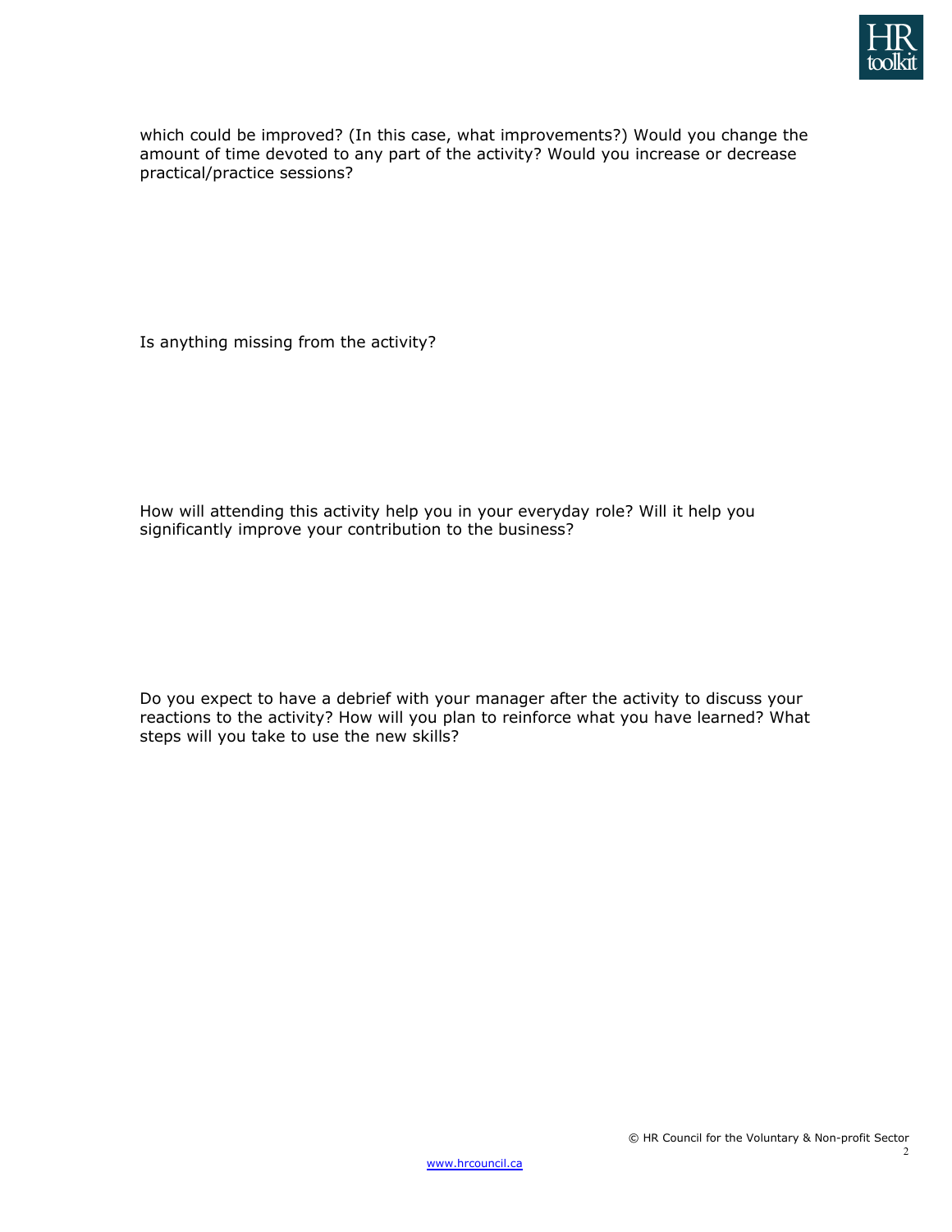which could be improved? (In this case, what improvements?) Would you change the amount of time devoted to any part of the activity? Would you increase or decrease practical/practice sessions?

Is anything missing from the activity?

How will attending this activity help you in your everyday role? Will it help you significantly improve your contribution to the business?

Do you expect to have a debrief with your manager after the activity to discuss your reactions to the activity? How will you plan to reinforce what you have learned? What steps will you take to use the new skills?

© HR Council for the Voluntary & Non-profit Sector

www.hrcouncil.ca